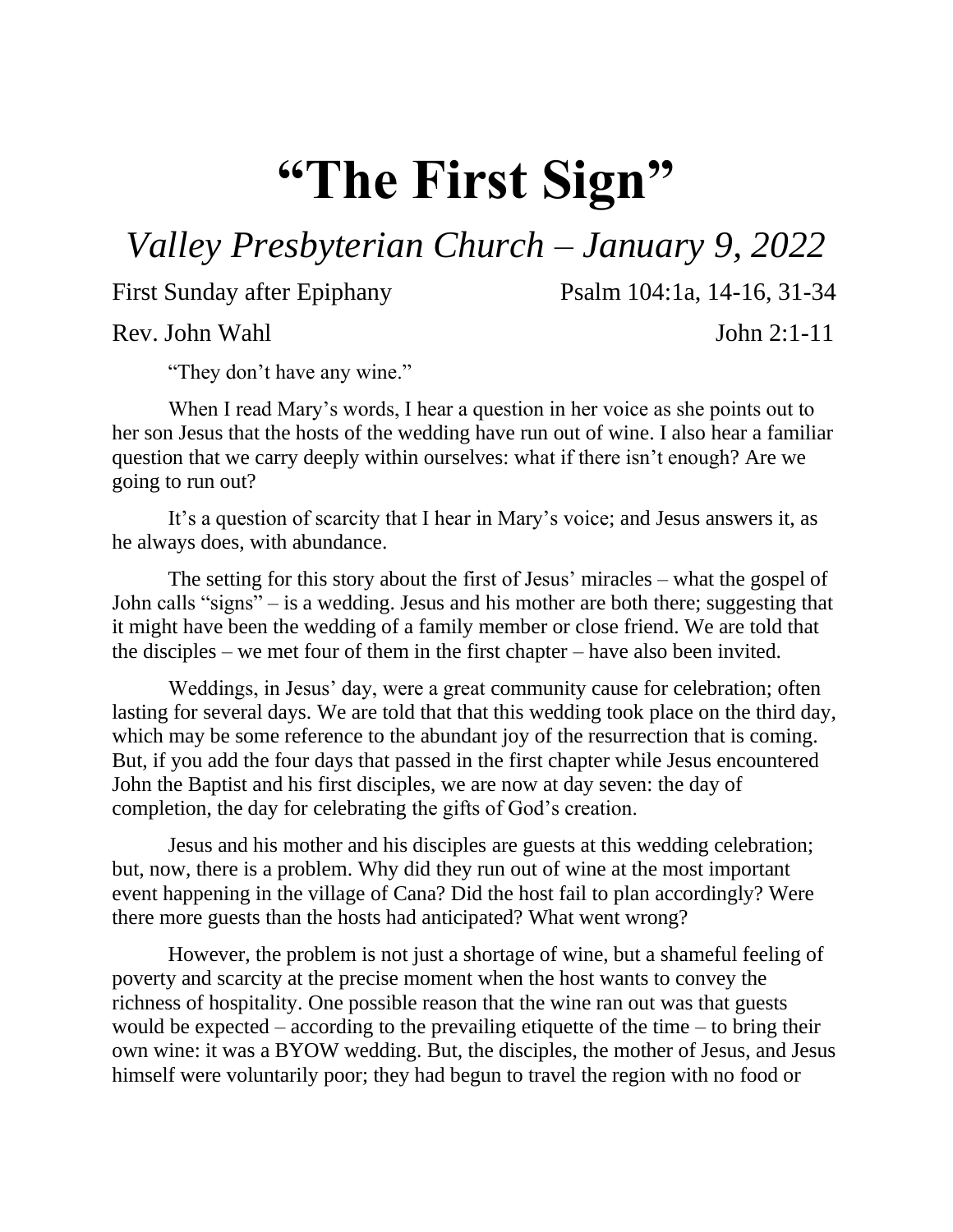# "The First Sign"

## *Valley Presbyterian Church – January 9, 2022*

First Sunday after Epiphany — Psalm 104:1a, 14-16, 31-34

Rev. John Wahl — John 2:1-11

"They don't have any wine."

When I read Mary's words, I hear a question in her voice as she points out to her son Jesus that the hosts of the wedding have run out of wine. I also hear a familiar question that we carry deeply within ourselves: what if there isn't enough? Are we going to run out?

It's a question of scarcity that I hear in Mary's voice; and Jesus answers it, as he always does, with abundance.

The setting for this story about the first of Jesus' miracles – what the gospel of John calls "signs" – is a wedding. Jesus and his mother are both there; suggesting that it might have been the wedding of a family member or close friend. We are told that the disciples – we met four of them in the first chapter – have also been invited.

Weddings, in Jesus' day, were a great community cause for celebration; often lasting for several days. We are told that that this wedding took place on the third day, which may be some reference to the abundant joy of the resurrection that is coming. But, if you add the four days that passed in the first chapter while Jesus encountered John the Baptist and his first disciples, we are now at day seven: the day of completion, the day for celebrating the gifts of God's creation.

Jesus and his mother and his disciples are guests at this wedding celebration; but, now, there is a problem. Why did they run out of wine at the most important event happening in the village of Cana? Did the host fail to plan accordingly? Were there more guests than the hosts had anticipated? What went wrong?

However, the problem is not just a shortage of wine, but a shameful feeling of poverty and scarcity at the precise moment when the host wants to convey the richness of hospitality. One possible reason that the wine ran out was that guests would be expected – according to the prevailing etiquette of the time – to bring their own wine: it was a BYOW wedding. But, the disciples, the mother of Jesus, and Jesus himself were voluntarily poor; they had begun to travel the region with no food or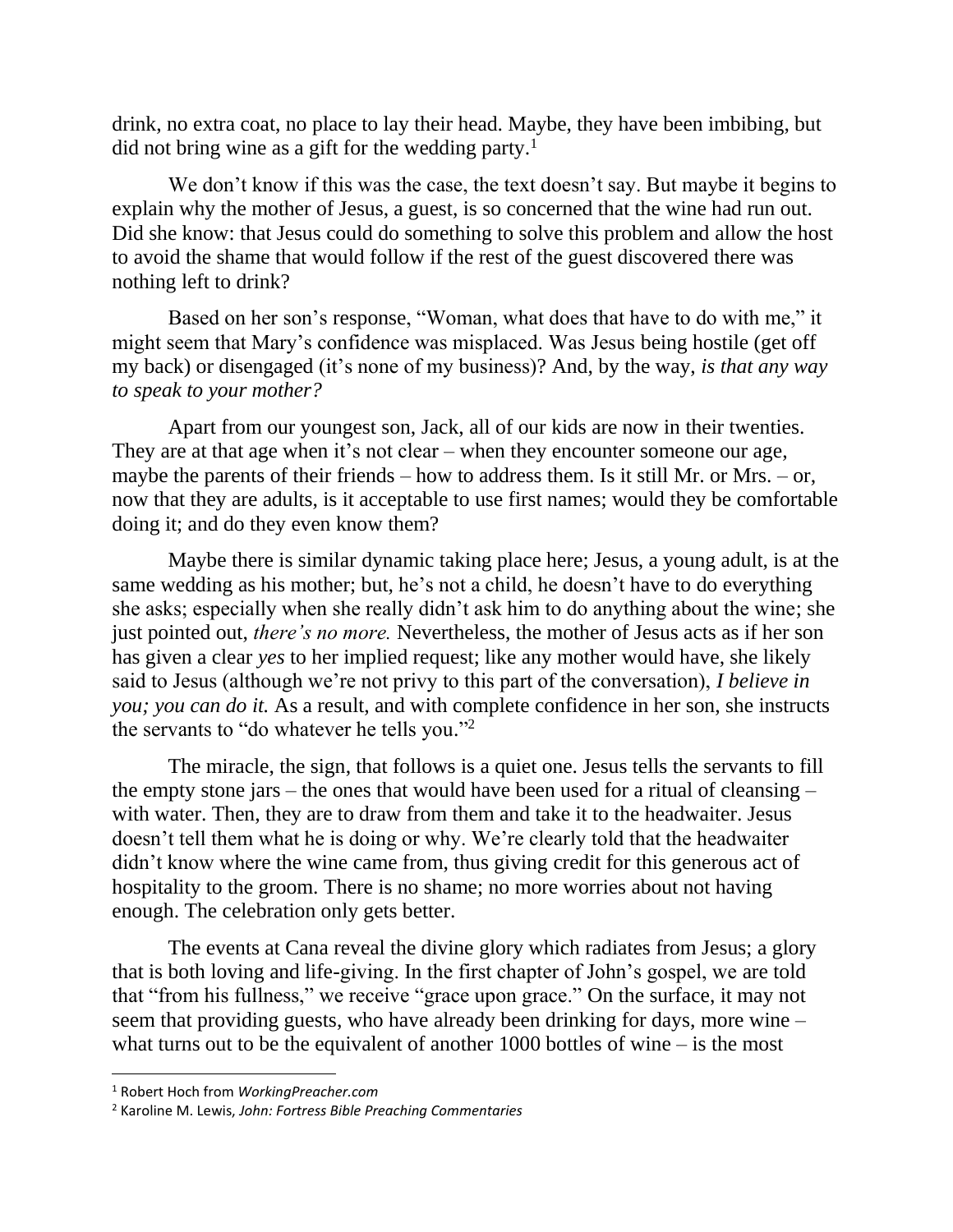drink, no extra coat, no place to lay their head. Maybe, they have been imbibing, but did not bring wine as a gift for the wedding party.[1]

We don't know if this was the case, the text doesn't say. But maybe it begins to explain why the mother of Jesus, a guest, is so concerned that the wine had run out. Did she know: that Jesus could do something to solve this problem and allow the host to avoid the shame that would follow if the rest of the guest discovered there was nothing left to drink?

Based on her son's response, "Woman, what does that have to do with me," it might seem that Mary's confidence was misplaced. Was Jesus being hostile (get off my back) or disengaged (it's none of my business)? And, by the way, *is that any way to speak to your mother?*

Apart from our youngest son, Jack, all of our kids are now in their twenties. They are at that age when it's not clear – when they encounter someone our age, maybe the parents of their friends – how to address them. Is it still Mr. or Mrs. – or, now that they are adults, is it acceptable to use first names; would they be comfortable doing it; and do they even know them?

Maybe there is similar dynamic taking place here; Jesus, a young adult, is at the same wedding as his mother; but, he's not a child, he doesn't have to do everything she asks; especially when she really didn't ask him to do anything about the wine; she just pointed out, *there's no more.* Nevertheless, the mother of Jesus acts as if her son has given a clear *yes* to her implied request; like any mother would have, she likely said to Jesus (although we're not privy to this part of the conversation), *I believe in you; you can do it.* As a result, and with complete confidence in her son, she instructs the servants to "do whatever he tells you."[2]

The miracle, the sign, that follows is a quiet one. Jesus tells the servants to fill the empty stone jars – the ones that would have been used for a ritual of cleansing – with water. Then, they are to draw from them and take it to the headwaiter. Jesus doesn't tell them what he is doing or why. We're clearly told that the headwaiter didn't know where the wine came from, thus giving credit for this generous act of hospitality to the groom. There is no shame; no more worries about not having enough. The celebration only gets better.

The events at Cana reveal the divine glory which radiates from Jesus; a glory that is both loving and life-giving. In the first chapter of John's gospel, we are told that "from his fullness," we receive "grace upon grace." On the surface, it may not seem that providing guests, who have already been drinking for days, more wine – what turns out to be the equivalent of another 1000 bottles of wine – is the most

---

[1] Robert Hoch from *WorkingPreacher.com*

[2] Karoline M. Lewis, *John: Fortress Bible Preaching Commentaries*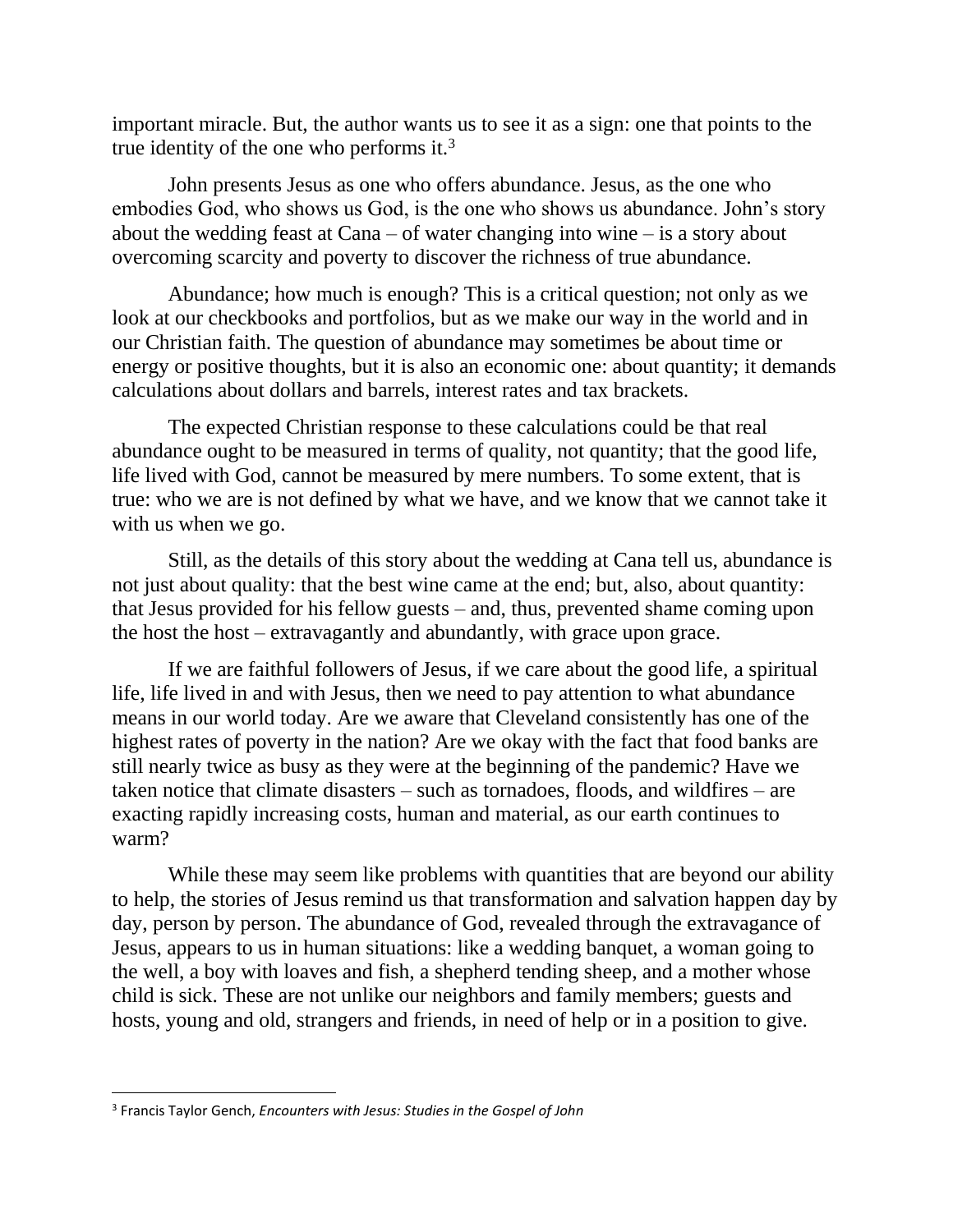important miracle. But, the author wants us to see it as a sign: one that points to the true identity of the one who performs it.[3]

John presents Jesus as one who offers abundance. Jesus, as the one who embodies God, who shows us God, is the one who shows us abundance. John's story about the wedding feast at Cana – of water changing into wine – is a story about overcoming scarcity and poverty to discover the richness of true abundance.

Abundance; how much is enough? This is a critical question; not only as we look at our checkbooks and portfolios, but as we make our way in the world and in our Christian faith. The question of abundance may sometimes be about time or energy or positive thoughts, but it is also an economic one: about quantity; it demands calculations about dollars and barrels, interest rates and tax brackets.

The expected Christian response to these calculations could be that real abundance ought to be measured in terms of quality, not quantity; that the good life, life lived with God, cannot be measured by mere numbers. To some extent, that is true: who we are is not defined by what we have, and we know that we cannot take it with us when we go.

Still, as the details of this story about the wedding at Cana tell us, abundance is not just about quality: that the best wine came at the end; but, also, about quantity: that Jesus provided for his fellow guests – and, thus, prevented shame coming upon the host the host – extravagantly and abundantly, with grace upon grace.

If we are faithful followers of Jesus, if we care about the good life, a spiritual life, life lived in and with Jesus, then we need to pay attention to what abundance means in our world today. Are we aware that Cleveland consistently has one of the highest rates of poverty in the nation? Are we okay with the fact that food banks are still nearly twice as busy as they were at the beginning of the pandemic? Have we taken notice that climate disasters – such as tornadoes, floods, and wildfires – are exacting rapidly increasing costs, human and material, as our earth continues to warm?

While these may seem like problems with quantities that are beyond our ability to help, the stories of Jesus remind us that transformation and salvation happen day by day, person by person. The abundance of God, revealed through the extravagance of Jesus, appears to us in human situations: like a wedding banquet, a woman going to the well, a boy with loaves and fish, a shepherd tending sheep, and a mother whose child is sick. These are not unlike our neighbors and family members; guests and hosts, young and old, strangers and friends, in need of help or in a position to give.

---

[3] Francis Taylor Gench, *Encounters with Jesus: Studies in the Gospel of John*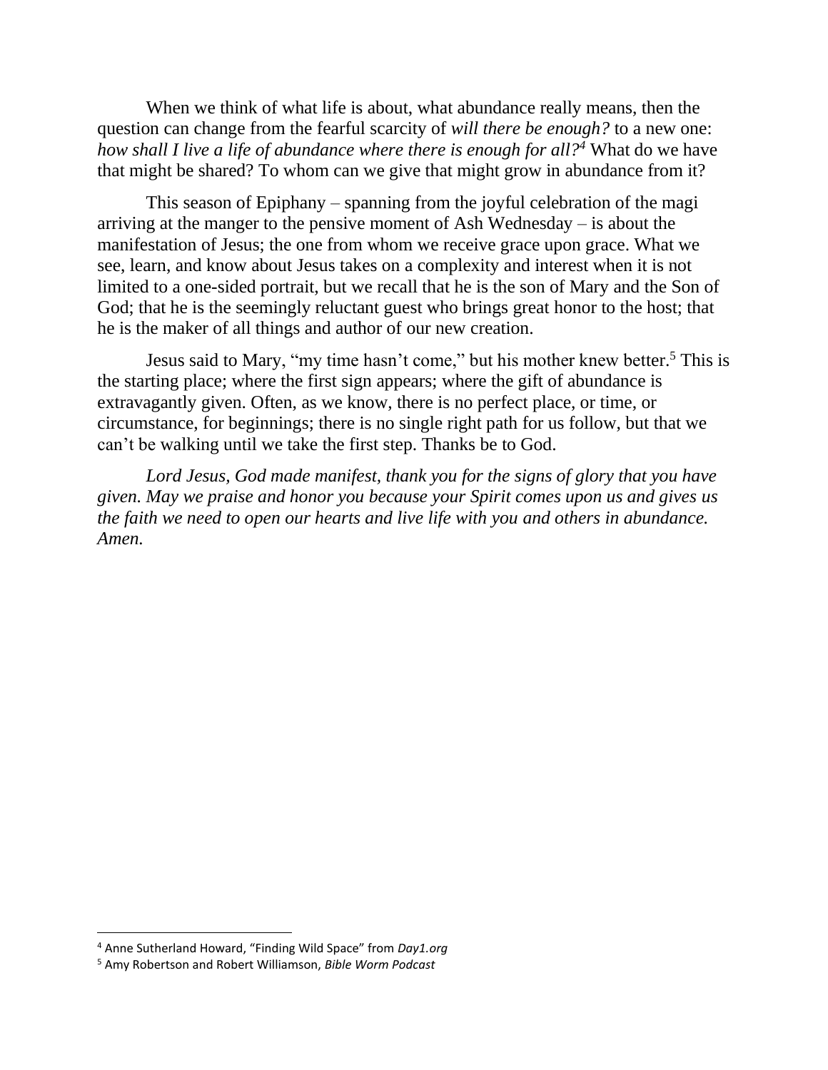When we think of what life is about, what abundance really means, then the question can change from the fearful scarcity of *will there be enough?* to a new one: *how shall I live a life of abundance where there is enough for all?*[4] What do we have that might be shared? To whom can we give that might grow in abundance from it?

This season of Epiphany – spanning from the joyful celebration of the magi arriving at the manger to the pensive moment of Ash Wednesday – is about the manifestation of Jesus; the one from whom we receive grace upon grace. What we see, learn, and know about Jesus takes on a complexity and interest when it is not limited to a one-sided portrait, but we recall that he is the son of Mary and the Son of God; that he is the seemingly reluctant guest who brings great honor to the host; that he is the maker of all things and author of our new creation.

Jesus said to Mary, "my time hasn't come," but his mother knew better.[5] This is the starting place; where the first sign appears; where the gift of abundance is extravagantly given. Often, as we know, there is no perfect place, or time, or circumstance, for beginnings; there is no single right path for us follow, but that we can't be walking until we take the first step. Thanks be to God.

*Lord Jesus, God made manifest, thank you for the signs of glory that you have given. May we praise and honor you because your Spirit comes upon us and gives us the faith we need to open our hearts and live life with you and others in abundance. Amen.*

---

[4] Anne Sutherland Howard, "Finding Wild Space" from *Day1.org*

[5] Amy Robertson and Robert Williamson, *Bible Worm Podcast*